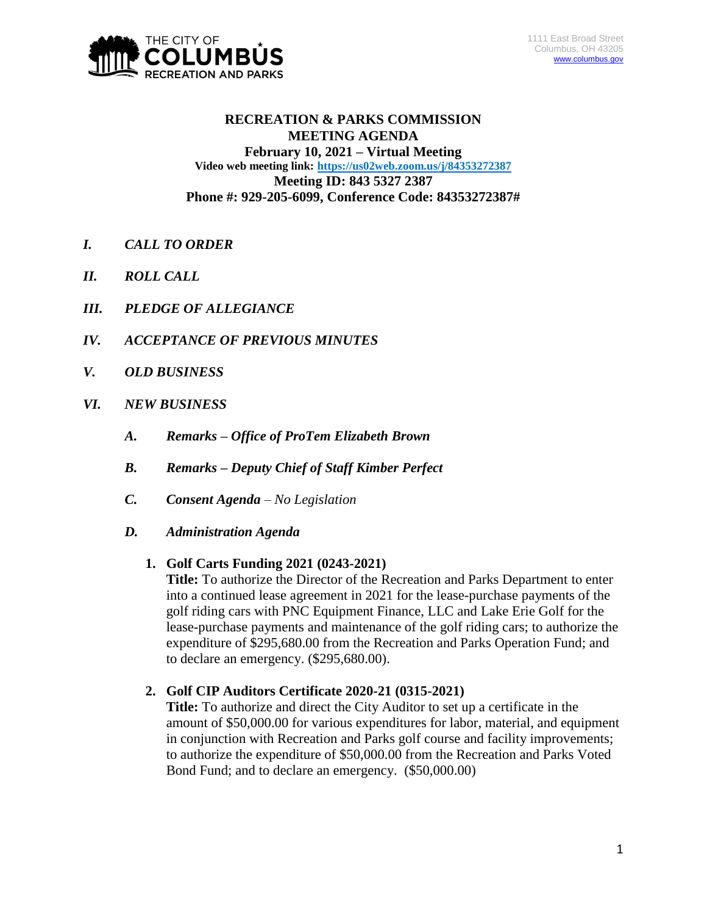THE CITY OF **COLUMBUS** RECREATION AND PARKS

1111 East Broad Street
Columbus, OH 43205
www.columbus.gov

# RECREATION & PARKS COMMISSION MEETING AGENDA

**February 10, 2021 – Virtual Meeting**
**Video web meeting link: https://us02web.zoom.us/j/84353272387**
**Meeting ID: 843 5327 2387**
**Phone #: 929-205-6099, Conference Code: 84353272387#**

*I.* ***CALL TO ORDER***

*II.* ***ROLL CALL***

*III.* ***PLEDGE OF ALLEGIANCE***

*IV.* ***ACCEPTANCE OF PREVIOUS MINUTES***

*V.* ***OLD BUSINESS***

*VI.* ***NEW BUSINESS***

***A. Remarks – Office of ProTem Elizabeth Brown***

***B. Remarks – Deputy Chief of Staff Kimber Perfect***

***C. Consent Agenda*** *– No Legislation*

***D. Administration Agenda***

**1. Golf Carts Funding 2021 (0243-2021)**
**Title:** To authorize the Director of the Recreation and Parks Department to enter into a continued lease agreement in 2021 for the lease-purchase payments of the golf riding cars with PNC Equipment Finance, LLC and Lake Erie Golf for the lease-purchase payments and maintenance of the golf riding cars; to authorize the expenditure of $295,680.00 from the Recreation and Parks Operation Fund; and to declare an emergency. ($295,680.00).

**2. Golf CIP Auditors Certificate 2020-21 (0315-2021)**
**Title:** To authorize and direct the City Auditor to set up a certificate in the amount of $50,000.00 for various expenditures for labor, material, and equipment in conjunction with Recreation and Parks golf course and facility improvements; to authorize the expenditure of $50,000.00 from the Recreation and Parks Voted Bond Fund; and to declare an emergency. ($50,000.00)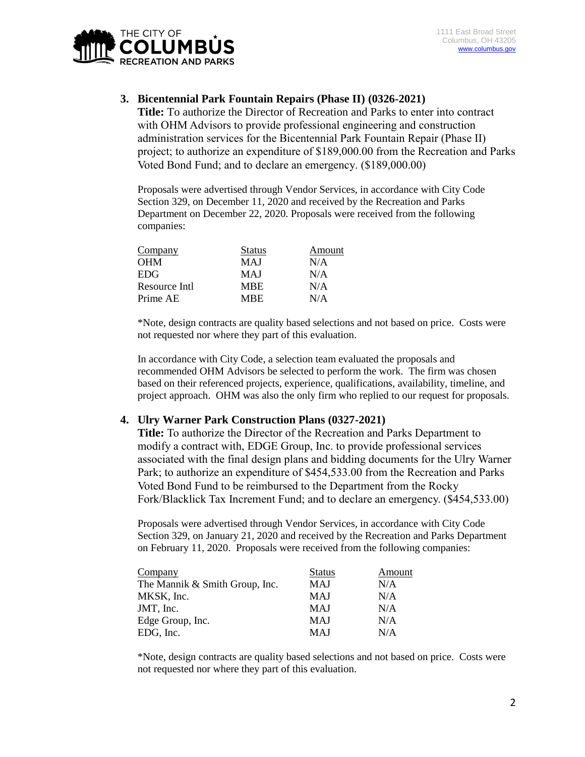**3. Bicentennial Park Fountain Repairs (Phase II) (0326-2021)**

**Title:** To authorize the Director of Recreation and Parks to enter into contract with OHM Advisors to provide professional engineering and construction administration services for the Bicentennial Park Fountain Repair (Phase II) project; to authorize an expenditure of $189,000.00 from the Recreation and Parks Voted Bond Fund; and to declare an emergency. ($189,000.00)

Proposals were advertised through Vendor Services, in accordance with City Code Section 329, on December 11, 2020 and received by the Recreation and Parks Department on December 22, 2020. Proposals were received from the following companies:

| Company | Status | Amount |
|---|---|---|
| OHM | MAJ | N/A |
| EDG | MAJ | N/A |
| Resource Intl | MBE | N/A |
| Prime AE | MBE | N/A |

*Note, design contracts are quality based selections and not based on price. Costs were not requested nor where they part of this evaluation.

In accordance with City Code, a selection team evaluated the proposals and recommended OHM Advisors be selected to perform the work. The firm was chosen based on their referenced projects, experience, qualifications, availability, timeline, and project approach. OHM was also the only firm who replied to our request for proposals.

**4. Ulry Warner Park Construction Plans (0327-2021)**

**Title:** To authorize the Director of the Recreation and Parks Department to modify a contract with, EDGE Group, Inc. to provide professional services associated with the final design plans and bidding documents for the Ulry Warner Park; to authorize an expenditure of $454,533.00 from the Recreation and Parks Voted Bond Fund to be reimbursed to the Department from the Rocky Fork/Blacklick Tax Increment Fund; and to declare an emergency. ($454,533.00)

Proposals were advertised through Vendor Services, in accordance with City Code Section 329, on January 21, 2020 and received by the Recreation and Parks Department on February 11, 2020. Proposals were received from the following companies:

| Company | Status | Amount |
|---|---|---|
| The Mannik & Smith Group, Inc. | MAJ | N/A |
| MKSK, Inc. | MAJ | N/A |
| JMT, Inc. | MAJ | N/A |
| Edge Group, Inc. | MAJ | N/A |
| EDG, Inc. | MAJ | N/A |

*Note, design contracts are quality based selections and not based on price. Costs were not requested nor where they part of this evaluation.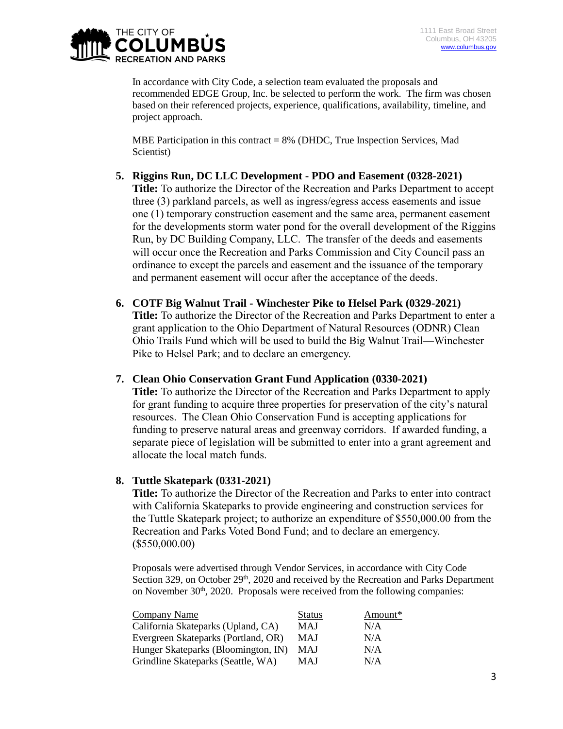In accordance with City Code, a selection team evaluated the proposals and recommended EDGE Group, Inc. be selected to perform the work. The firm was chosen based on their referenced projects, experience, qualifications, availability, timeline, and project approach.

MBE Participation in this contract = 8% (DHDC, True Inspection Services, Mad Scientist)

5. **Riggins Run, DC LLC Development - PDO and Easement (0328-2021)**
   **Title:** To authorize the Director of the Recreation and Parks Department to accept three (3) parkland parcels, as well as ingress/egress access easements and issue one (1) temporary construction easement and the same area, permanent easement for the developments storm water pond for the overall development of the Riggins Run, by DC Building Company, LLC. The transfer of the deeds and easements will occur once the Recreation and Parks Commission and City Council pass an ordinance to except the parcels and easement and the issuance of the temporary and permanent easement will occur after the acceptance of the deeds.

6. **COTF Big Walnut Trail - Winchester Pike to Helsel Park (0329-2021)**
   **Title:** To authorize the Director of the Recreation and Parks Department to enter a grant application to the Ohio Department of Natural Resources (ODNR) Clean Ohio Trails Fund which will be used to build the Big Walnut Trail—Winchester Pike to Helsel Park; and to declare an emergency.

7. **Clean Ohio Conservation Grant Fund Application (0330-2021)**
   **Title:** To authorize the Director of the Recreation and Parks Department to apply for grant funding to acquire three properties for preservation of the city's natural resources. The Clean Ohio Conservation Fund is accepting applications for funding to preserve natural areas and greenway corridors. If awarded funding, a separate piece of legislation will be submitted to enter into a grant agreement and allocate the local match funds.

8. **Tuttle Skatepark (0331-2021)**
   **Title:** To authorize the Director of the Recreation and Parks to enter into contract with California Skateparks to provide engineering and construction services for the Tuttle Skatepark project; to authorize an expenditure of $550,000.00 from the Recreation and Parks Voted Bond Fund; and to declare an emergency. ($550,000.00)

   Proposals were advertised through Vendor Services, in accordance with City Code Section 329, on October 29th, 2020 and received by the Recreation and Parks Department on November 30th, 2020. Proposals were received from the following companies:

| Company Name | Status | Amount* |
|---|---|---|
| California Skateparks (Upland, CA) | MAJ | N/A |
| Evergreen Skateparks (Portland, OR) | MAJ | N/A |
| Hunger Skateparks (Bloomington, IN) | MAJ | N/A |
| Grindline Skateparks (Seattle, WA) | MAJ | N/A |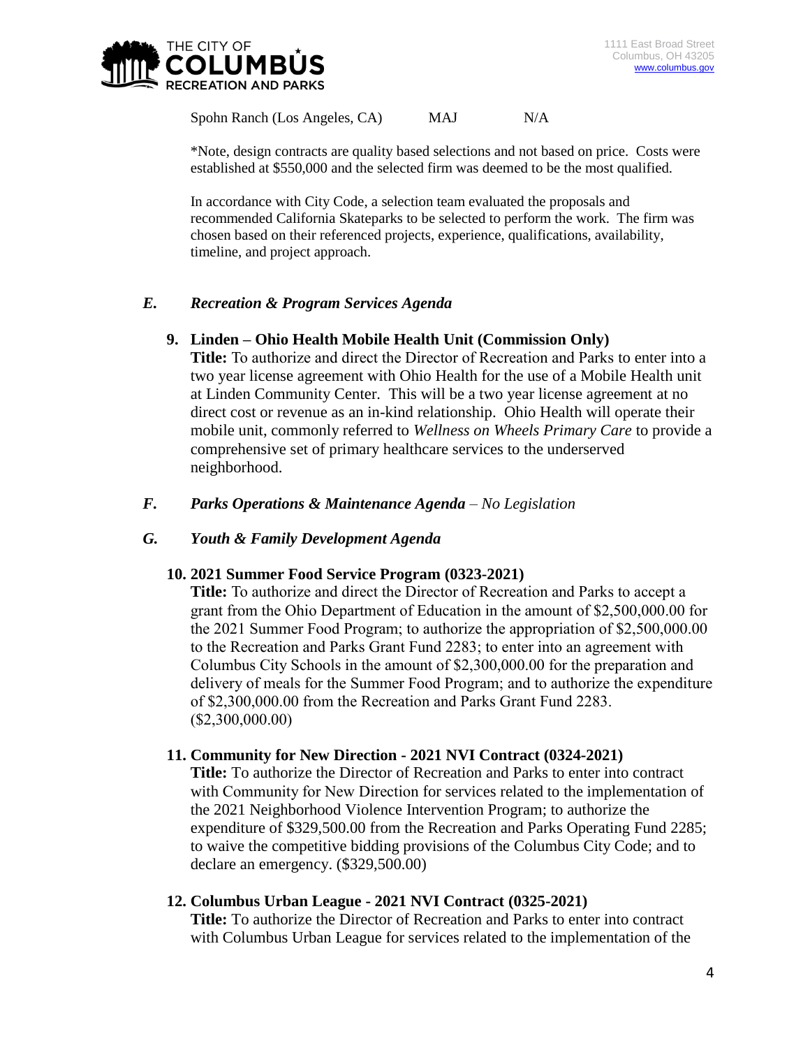| Spohn Ranch (Los Angeles, CA) | MAJ | N/A |
|---|---|---|

*Note, design contracts are quality based selections and not based on price. Costs were established at $550,000 and the selected firm was deemed to be the most qualified.

In accordance with City Code, a selection team evaluated the proposals and recommended California Skateparks to be selected to perform the work. The firm was chosen based on their referenced projects, experience, qualifications, availability, timeline, and project approach.

## *E. Recreation & Program Services Agenda*

### 9. Linden – Ohio Health Mobile Health Unit (Commission Only)

**Title:** To authorize and direct the Director of Recreation and Parks to enter into a two year license agreement with Ohio Health for the use of a Mobile Health unit at Linden Community Center. This will be a two year license agreement at no direct cost or revenue as an in-kind relationship. Ohio Health will operate their mobile unit, commonly referred to *Wellness on Wheels Primary Care* to provide a comprehensive set of primary healthcare services to the underserved neighborhood.

## *F. Parks Operations & Maintenance Agenda – No Legislation*

## *G. Youth & Family Development Agenda*

### 10. 2021 Summer Food Service Program (0323-2021)

**Title:** To authorize and direct the Director of Recreation and Parks to accept a grant from the Ohio Department of Education in the amount of $2,500,000.00 for the 2021 Summer Food Program; to authorize the appropriation of $2,500,000.00 to the Recreation and Parks Grant Fund 2283; to enter into an agreement with Columbus City Schools in the amount of $2,300,000.00 for the preparation and delivery of meals for the Summer Food Program; and to authorize the expenditure of $2,300,000.00 from the Recreation and Parks Grant Fund 2283. ($2,300,000.00)

### 11. Community for New Direction - 2021 NVI Contract (0324-2021)

**Title:** To authorize the Director of Recreation and Parks to enter into contract with Community for New Direction for services related to the implementation of the 2021 Neighborhood Violence Intervention Program; to authorize the expenditure of $329,500.00 from the Recreation and Parks Operating Fund 2285; to waive the competitive bidding provisions of the Columbus City Code; and to declare an emergency. ($329,500.00)

### 12. Columbus Urban League - 2021 NVI Contract (0325-2021)

**Title:** To authorize the Director of Recreation and Parks to enter into contract with Columbus Urban League for services related to the implementation of the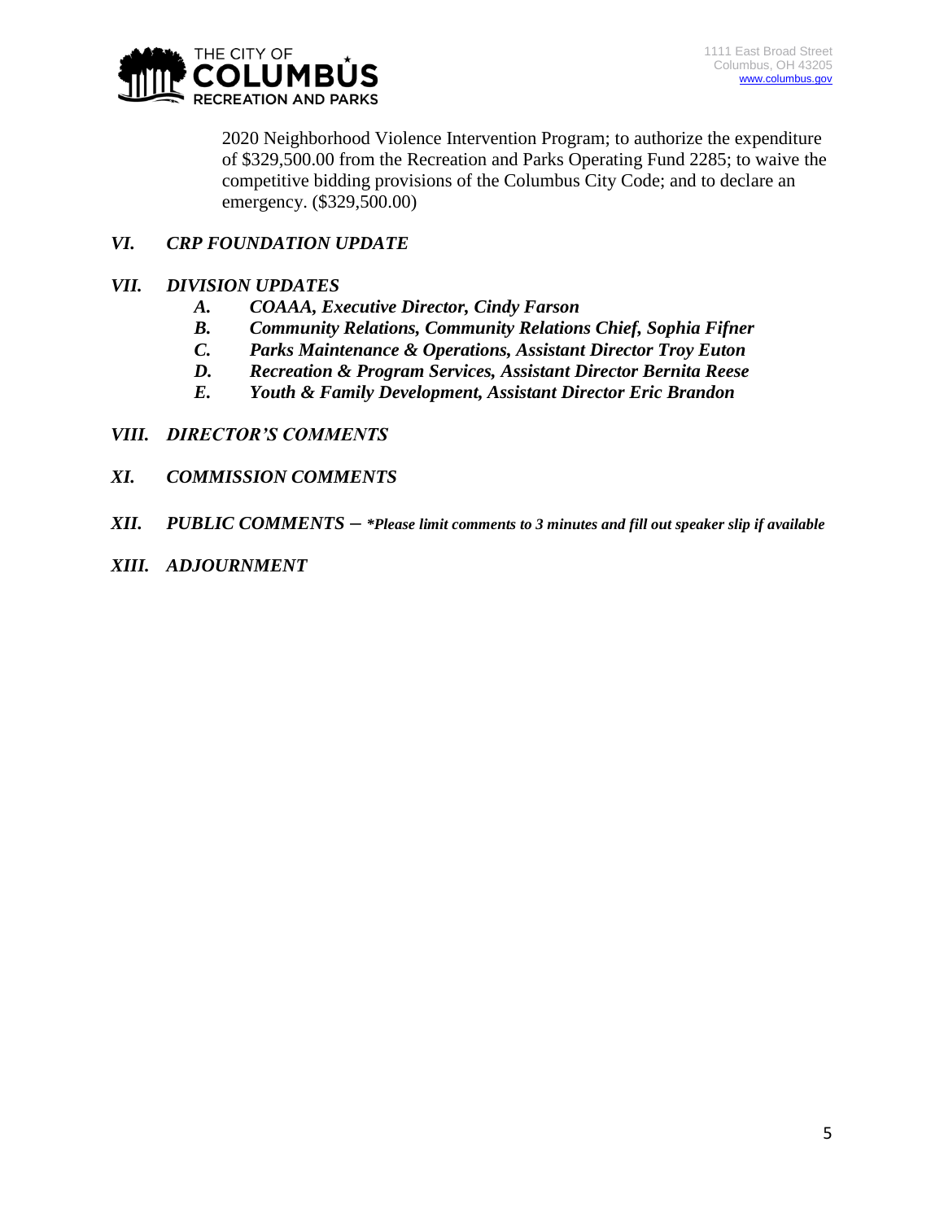2020 Neighborhood Violence Intervention Program; to authorize the expenditure of $329,500.00 from the Recreation and Parks Operating Fund 2285; to waive the competitive bidding provisions of the Columbus City Code; and to declare an emergency. ($329,500.00)

## *VI. CRP FOUNDATION UPDATE*

## *VII. DIVISION UPDATES*

- ***A. COAAA, Executive Director, Cindy Farson***
- ***B. Community Relations, Community Relations Chief, Sophia Fifner***
- ***C. Parks Maintenance & Operations, Assistant Director Troy Euton***
- ***D. Recreation & Program Services, Assistant Director Bernita Reese***
- ***E. Youth & Family Development, Assistant Director Eric Brandon***

## *VIII. DIRECTOR'S COMMENTS*

## *XI. COMMISSION COMMENTS*

## *XII. PUBLIC COMMENTS – \*Please limit comments to 3 minutes and fill out speaker slip if available*

## *XIII. ADJOURNMENT*